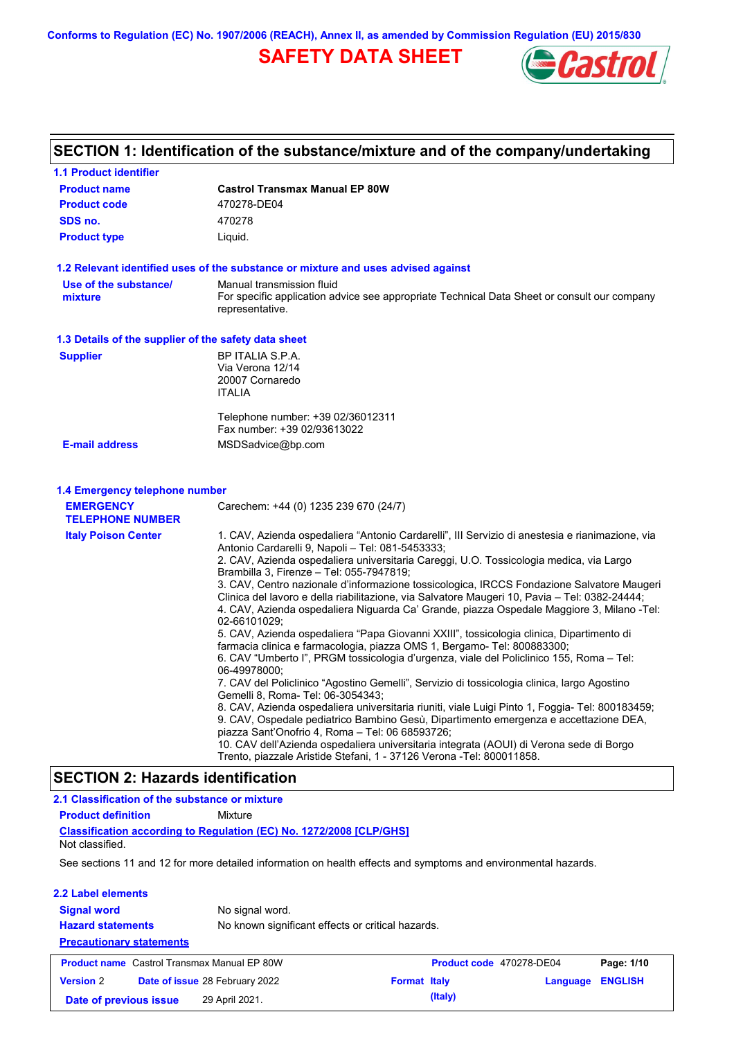Conforms to Regulation (EC) No. 1907/2006 (REACH), Annex II, as amended by Commission Regulation (EU) 2015/830

# SAFETY DATA SHEET

## SECTION 1: Identification of the substance/mixture and of the company/undertaking

### 1.1 Product identifier

| | |
|---|---|
| **Product name** | **Castrol Transmax Manual EP 80W** |
| **Product code** | 470278-DE04 |
| **SDS no.** | 470278 |
| **Product type** | Liquid. |

### 1.2 Relevant identified uses of the substance or mixture and uses advised against

| | |
|---|---|
| **Use of the substance/mixture** | Manual transmission fluid<br>For specific application advice see appropriate Technical Data Sheet or consult our company representative. |

### 1.3 Details of the supplier of the safety data sheet

| | |
|---|---|
| **Supplier** | BP ITALIA S.P.A.<br>Via Verona 12/14<br>20007 Cornaredo<br>ITALIA<br><br>Telephone number: +39 02/36012311<br>Fax number: +39 02/93613022 |
| **E-mail address** | MSDSadvice@bp.com |

### 1.4 Emergency telephone number

| | |
|---|---|
| **EMERGENCY TELEPHONE NUMBER** | Carechem: +44 (0) 1235 239 670 (24/7) |
| **Italy Poison Center** | 1. CAV, Azienda ospedaliera “Antonio Cardarelli”, III Servizio di anestesia e rianimazione, via Antonio Cardarelli 9, Napoli – Tel: 081-5453333;<br>2. CAV, Azienda ospedaliera universitaria Careggi, U.O. Tossicologia medica, via Largo Brambilla 3, Firenze – Tel: 055-7947819;<br>3. CAV, Centro nazionale d’informazione tossicologica, IRCCS Fondazione Salvatore Maugeri Clinica del lavoro e della riabilitazione, via Salvatore Maugeri 10, Pavia – Tel: 0382-24444;<br>4. CAV, Azienda ospedaliera Niguarda Ca’ Grande, piazza Ospedale Maggiore 3, Milano -Tel: 02-66101029;<br>5. CAV, Azienda ospedaliera “Papa Giovanni XXIII”, tossicologia clinica, Dipartimento di farmacia clinica e farmacologia, piazza OMS 1, Bergamo- Tel: 800883300;<br>6. CAV “Umberto I”, PRGM tossicologia d’urgenza, viale del Policlinico 155, Roma – Tel: 06-49978000;<br>7. CAV del Policlinico “Agostino Gemelli”, Servizio di tossicologia clinica, largo Agostino Gemelli 8, Roma- Tel: 06-3054343;<br>8. CAV, Azienda ospedaliera universitaria riuniti, viale Luigi Pinto 1, Foggia- Tel: 800183459;<br>9. CAV, Ospedale pediatrico Bambino Gesù, Dipartimento emergenza e accettazione DEA, piazza Sant’Onofrio 4, Roma – Tel: 06 68593726;<br>10. CAV dell’Azienda ospedaliera universitaria integrata (AOUI) di Verona sede di Borgo Trento, piazzale Aristide Stefani, 1 - 37126 Verona -Tel: 800011858. |

## SECTION 2: Hazards identification

### 2.1 Classification of the substance or mixture

**Product definition** Mixture

**Classification according to Regulation (EC) No. 1272/2008 [CLP/GHS]**

Not classified.

See sections 11 and 12 for more detailed information on health effects and symptoms and environmental hazards.

### 2.2 Label elements

| | |
|---|---|
| **Signal word** | No signal word. |
| **Hazard statements** | No known significant effects or critical hazards. |

**Precautionary statements**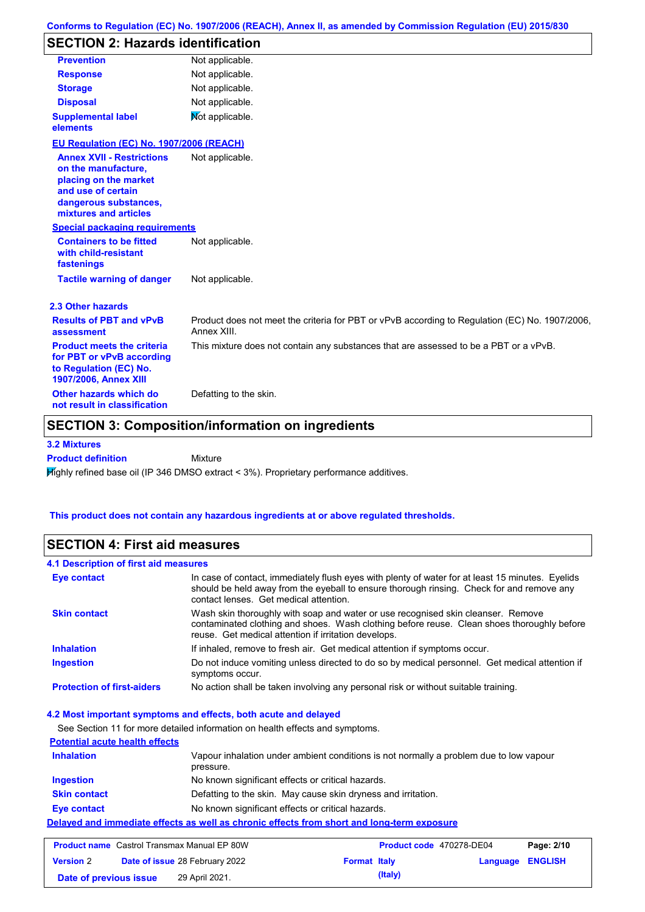## SECTION 2: Hazards identification

| | |
|---|---|
| **Prevention** | Not applicable. |
| **Response** | Not applicable. |
| **Storage** | Not applicable. |
| **Disposal** | Not applicable. |
| **Supplemental label elements** | Not applicable. |

**EU Regulation (EC) No. 1907/2006 (REACH)**

| | |
|---|---|
| **Annex XVII - Restrictions on the manufacture, placing on the market and use of certain dangerous substances, mixtures and articles** | Not applicable. |

**Special packaging requirements**

| | |
|---|---|
| **Containers to be fitted with child-resistant fastenings** | Not applicable. |
| **Tactile warning of danger** | Not applicable. |

### 2.3 Other hazards

| | |
|---|---|
| **Results of PBT and vPvB assessment** | Product does not meet the criteria for PBT or vPvB according to Regulation (EC) No. 1907/2006, Annex XIII. |
| **Product meets the criteria for PBT or vPvB according to Regulation (EC) No. 1907/2006, Annex XIII** | This mixture does not contain any substances that are assessed to be a PBT or a vPvB. |
| **Other hazards which do not result in classification** | Defatting to the skin. |

## SECTION 3: Composition/information on ingredients

### 3.2 Mixtures

**Product definition** Mixture

Highly refined base oil (IP 346 DMSO extract < 3%). Proprietary performance additives.

**This product does not contain any hazardous ingredients at or above regulated thresholds.**

## SECTION 4: First aid measures

### 4.1 Description of first aid measures

| | |
|---|---|
| **Eye contact** | In case of contact, immediately flush eyes with plenty of water for at least 15 minutes. Eyelids should be held away from the eyeball to ensure thorough rinsing. Check for and remove any contact lenses. Get medical attention. |
| **Skin contact** | Wash skin thoroughly with soap and water or use recognised skin cleanser. Remove contaminated clothing and shoes. Wash clothing before reuse. Clean shoes thoroughly before reuse. Get medical attention if irritation develops. |
| **Inhalation** | If inhaled, remove to fresh air. Get medical attention if symptoms occur. |
| **Ingestion** | Do not induce vomiting unless directed to do so by medical personnel. Get medical attention if symptoms occur. |
| **Protection of first-aiders** | No action shall be taken involving any personal risk or without suitable training. |

### 4.2 Most important symptoms and effects, both acute and delayed

See Section 11 for more detailed information on health effects and symptoms.

**Potential acute health effects**

| | |
|---|---|
| **Inhalation** | Vapour inhalation under ambient conditions is not normally a problem due to low vapour pressure. |
| **Ingestion** | No known significant effects or critical hazards. |
| **Skin contact** | Defatting to the skin. May cause skin dryness and irritation. |
| **Eye contact** | No known significant effects or critical hazards. |

**Delayed and immediate effects as well as chronic effects from short and long-term exposure**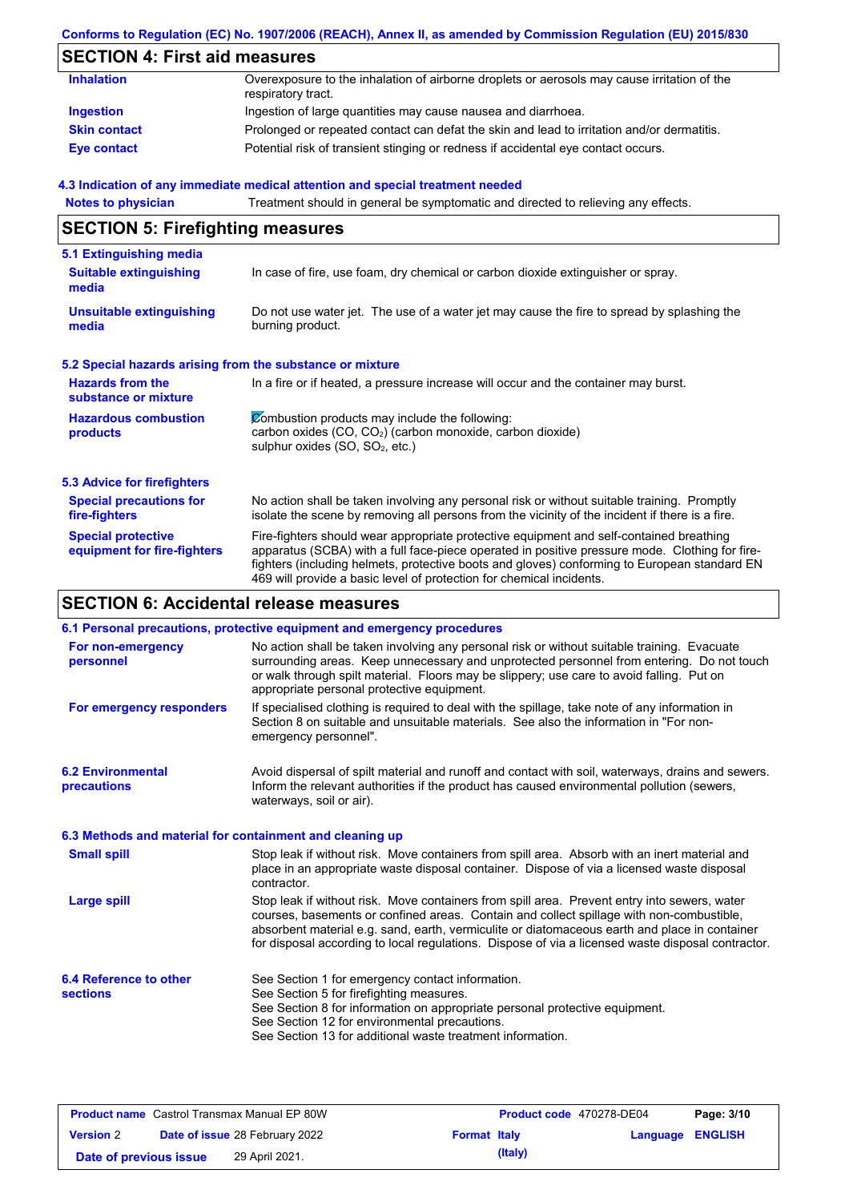## SECTION 4: First aid measures

| | |
|---|---|
| **Inhalation** | Overexposure to the inhalation of airborne droplets or aerosols may cause irritation of the respiratory tract. |
| **Ingestion** | Ingestion of large quantities may cause nausea and diarrhoea. |
| **Skin contact** | Prolonged or repeated contact can defat the skin and lead to irritation and/or dermatitis. |
| **Eye contact** | Potential risk of transient stinging or redness if accidental eye contact occurs. |

### 4.3 Indication of any immediate medical attention and special treatment needed

| | |
|---|---|
| **Notes to physician** | Treatment should in general be symptomatic and directed to relieving any effects. |

## SECTION 5: Firefighting measures

### 5.1 Extinguishing media

| | |
|---|---|
| **Suitable extinguishing media** | In case of fire, use foam, dry chemical or carbon dioxide extinguisher or spray. |
| **Unsuitable extinguishing media** | Do not use water jet. The use of a water jet may cause the fire to spread by splashing the burning product. |

### 5.2 Special hazards arising from the substance or mixture

| | |
|---|---|
| **Hazards from the substance or mixture** | In a fire or if heated, a pressure increase will occur and the container may burst. |
| **Hazardous combustion products** | Combustion products may include the following: carbon oxides ($CO$, $CO_2$) (carbon monoxide, carbon dioxide) sulphur oxides ($SO$, $SO_2$, etc.) |

### 5.3 Advice for firefighters

| | |
|---|---|
| **Special precautions for fire-fighters** | No action shall be taken involving any personal risk or without suitable training. Promptly isolate the scene by removing all persons from the vicinity of the incident if there is a fire. |
| **Special protective equipment for fire-fighters** | Fire-fighters should wear appropriate protective equipment and self-contained breathing apparatus (SCBA) with a full face-piece operated in positive pressure mode. Clothing for fire-fighters (including helmets, protective boots and gloves) conforming to European standard EN 469 will provide a basic level of protection for chemical incidents. |

## SECTION 6: Accidental release measures

### 6.1 Personal precautions, protective equipment and emergency procedures

| | |
|---|---|
| **For non-emergency personnel** | No action shall be taken involving any personal risk or without suitable training. Evacuate surrounding areas. Keep unnecessary and unprotected personnel from entering. Do not touch or walk through spilt material. Floors may be slippery; use care to avoid falling. Put on appropriate personal protective equipment. |
| **For emergency responders** | If specialised clothing is required to deal with the spillage, take note of any information in Section 8 on suitable and unsuitable materials. See also the information in "For non-emergency personnel". |

| | |
|---|---|
| **6.2 Environmental precautions** | Avoid dispersal of spilt material and runoff and contact with soil, waterways, drains and sewers. Inform the relevant authorities if the product has caused environmental pollution (sewers, waterways, soil or air). |

### 6.3 Methods and material for containment and cleaning up

| | |
|---|---|
| **Small spill** | Stop leak if without risk. Move containers from spill area. Absorb with an inert material and place in an appropriate waste disposal container. Dispose of via a licensed waste disposal contractor. |
| **Large spill** | Stop leak if without risk. Move containers from spill area. Prevent entry into sewers, water courses, basements or confined areas. Contain and collect spillage with non-combustible, absorbent material e.g. sand, earth, vermiculite or diatomaceous earth and place in container for disposal according to local regulations. Dispose of via a licensed waste disposal contractor. |

| | |
|---|---|
| **6.4 Reference to other sections** | See Section 1 for emergency contact information.<br>See Section 5 for firefighting measures.<br>See Section 8 for information on appropriate personal protective equipment.<br>See Section 12 for environmental precautions.<br>See Section 13 for additional waste treatment information. |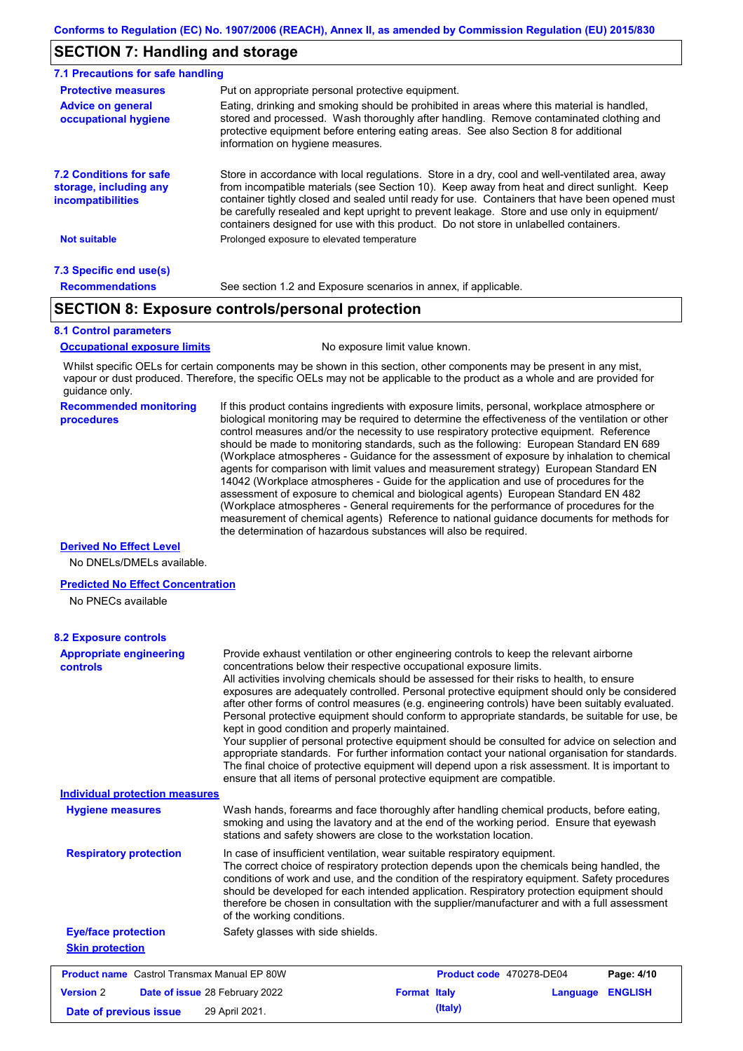## SECTION 7: Handling and storage

### 7.1 Precautions for safe handling

**Protective measures**
Put on appropriate personal protective equipment.

**Advice on general occupational hygiene**
Eating, drinking and smoking should be prohibited in areas where this material is handled, stored and processed. Wash thoroughly after handling. Remove contaminated clothing and protective equipment before entering eating areas. See also Section 8 for additional information on hygiene measures.

**7.2 Conditions for safe storage, including any incompatibilities**
Store in accordance with local regulations. Store in a dry, cool and well-ventilated area, away from incompatible materials (see Section 10). Keep away from heat and direct sunlight. Keep container tightly closed and sealed until ready for use. Containers that have been opened must be carefully resealed and kept upright to prevent leakage. Store and use only in equipment/containers designed for use with this product. Do not store in unlabelled containers.

**Not suitable**
Prolonged exposure to elevated temperature

### 7.3 Specific end use(s)

**Recommendations**
See section 1.2 and Exposure scenarios in annex, if applicable.

## SECTION 8: Exposure controls/personal protection

### 8.1 Control parameters

**Occupational exposure limits**
No exposure limit value known.

Whilst specific OELs for certain components may be shown in this section, other components may be present in any mist, vapour or dust produced. Therefore, the specific OELs may not be applicable to the product as a whole and are provided for guidance only.

**Recommended monitoring procedures**
If this product contains ingredients with exposure limits, personal, workplace atmosphere or biological monitoring may be required to determine the effectiveness of the ventilation or other control measures and/or the necessity to use respiratory protective equipment. Reference should be made to monitoring standards, such as the following: European Standard EN 689 (Workplace atmospheres - Guidance for the assessment of exposure by inhalation to chemical agents for comparison with limit values and measurement strategy) European Standard EN 14042 (Workplace atmospheres - Guide for the application and use of procedures for the assessment of exposure to chemical and biological agents) European Standard EN 482 (Workplace atmospheres - General requirements for the performance of procedures for the measurement of chemical agents) Reference to national guidance documents for methods for the determination of hazardous substances will also be required.

**Derived No Effect Level**
No DNELs/DMELs available.

**Predicted No Effect Concentration**
No PNECs available

### 8.2 Exposure controls

**Appropriate engineering controls**
Provide exhaust ventilation or other engineering controls to keep the relevant airborne concentrations below their respective occupational exposure limits.
All activities involving chemicals should be assessed for their risks to health, to ensure exposures are adequately controlled. Personal protective equipment should only be considered after other forms of control measures (e.g. engineering controls) have been suitably evaluated. Personal protective equipment should conform to appropriate standards, be suitable for use, be kept in good condition and properly maintained.
Your supplier of personal protective equipment should be consulted for advice on selection and appropriate standards. For further information contact your national organisation for standards. The final choice of protective equipment will depend upon a risk assessment. It is important to ensure that all items of personal protective equipment are compatible.

**Individual protection measures**

**Hygiene measures**
Wash hands, forearms and face thoroughly after handling chemical products, before eating, smoking and using the lavatory and at the end of the working period. Ensure that eyewash stations and safety showers are close to the workstation location.

**Respiratory protection**
In case of insufficient ventilation, wear suitable respiratory equipment.
The correct choice of respiratory protection depends upon the chemicals being handled, the conditions of work and use, and the condition of the respiratory equipment. Safety procedures should be developed for each intended application. Respiratory protection equipment should therefore be chosen in consultation with the supplier/manufacturer and with a full assessment of the working conditions.

**Eye/face protection**
Safety glasses with side shields.

**Skin protection**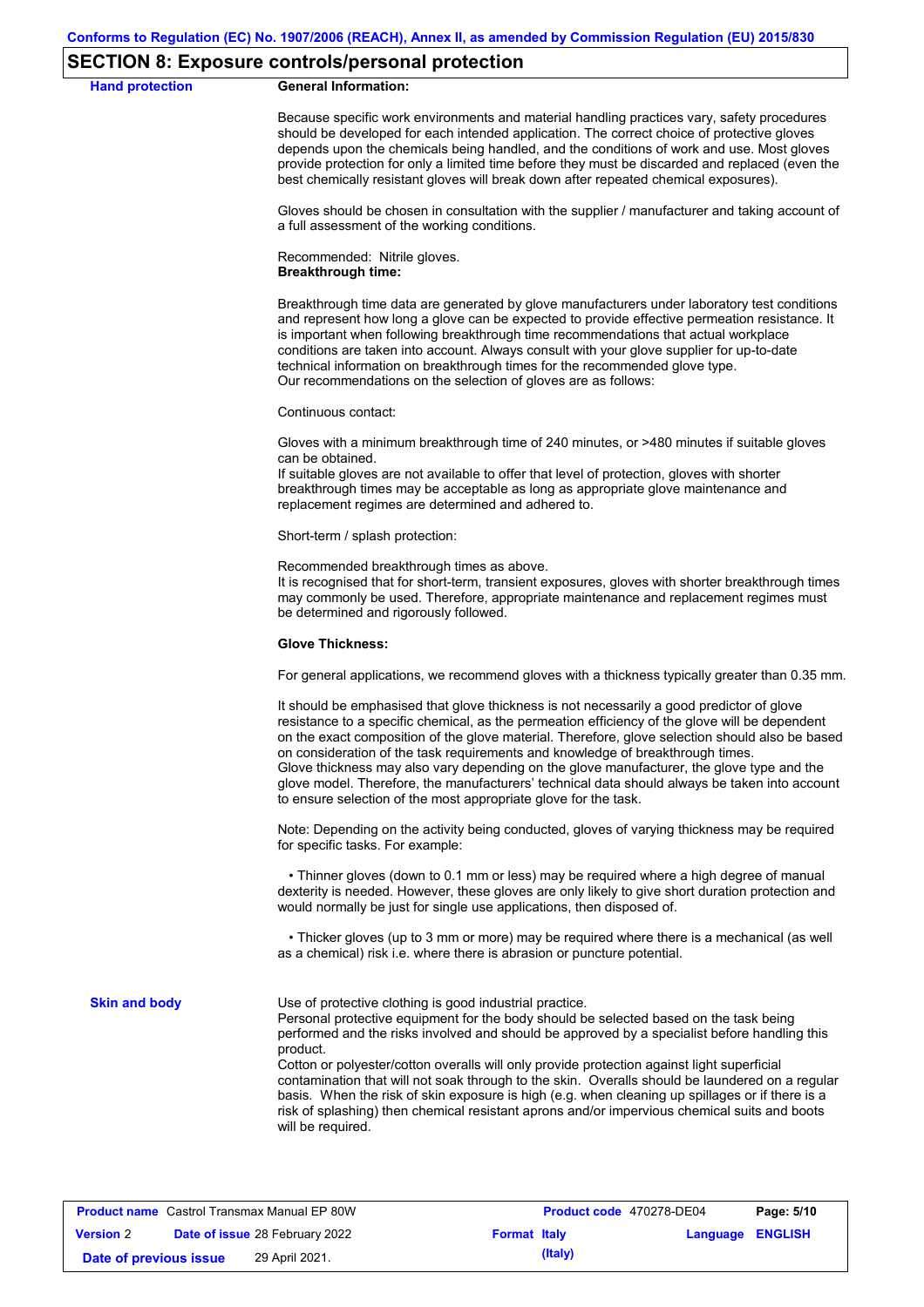## SECTION 8: Exposure controls/personal protection

**Hand protection**

**General Information:**

Because specific work environments and material handling practices vary, safety procedures should be developed for each intended application. The correct choice of protective gloves depends upon the chemicals being handled, and the conditions of work and use. Most gloves provide protection for only a limited time before they must be discarded and replaced (even the best chemically resistant gloves will break down after repeated chemical exposures).

Gloves should be chosen in consultation with the supplier / manufacturer and taking account of a full assessment of the working conditions.

Recommended: Nitrile gloves.

**Breakthrough time:**

Breakthrough time data are generated by glove manufacturers under laboratory test conditions and represent how long a glove can be expected to provide effective permeation resistance. It is important when following breakthrough time recommendations that actual workplace conditions are taken into account. Always consult with your glove supplier for up-to-date technical information on breakthrough times for the recommended glove type.
Our recommendations on the selection of gloves are as follows:

Continuous contact:

Gloves with a minimum breakthrough time of 240 minutes, or >480 minutes if suitable gloves can be obtained.
If suitable gloves are not available to offer that level of protection, gloves with shorter breakthrough times may be acceptable as long as appropriate glove maintenance and replacement regimes are determined and adhered to.

Short-term / splash protection:

Recommended breakthrough times as above.
It is recognised that for short-term, transient exposures, gloves with shorter breakthrough times may commonly be used. Therefore, appropriate maintenance and replacement regimes must be determined and rigorously followed.

**Glove Thickness:**

For general applications, we recommend gloves with a thickness typically greater than 0.35 mm.

It should be emphasised that glove thickness is not necessarily a good predictor of glove resistance to a specific chemical, as the permeation efficiency of the glove will be dependent on the exact composition of the glove material. Therefore, glove selection should also be based on consideration of the task requirements and knowledge of breakthrough times.
Glove thickness may also vary depending on the glove manufacturer, the glove type and the glove model. Therefore, the manufacturers' technical data should always be taken into account to ensure selection of the most appropriate glove for the task.

Note: Depending on the activity being conducted, gloves of varying thickness may be required for specific tasks. For example:

- Thinner gloves (down to 0.1 mm or less) may be required where a high degree of manual dexterity is needed. However, these gloves are only likely to give short duration protection and would normally be just for single use applications, then disposed of.

- Thicker gloves (up to 3 mm or more) may be required where there is a mechanical (as well as a chemical) risk i.e. where there is abrasion or puncture potential.

**Skin and body**

Use of protective clothing is good industrial practice.
Personal protective equipment for the body should be selected based on the task being performed and the risks involved and should be approved by a specialist before handling this product.
Cotton or polyester/cotton overalls will only provide protection against light superficial contamination that will not soak through to the skin. Overalls should be laundered on a regular basis. When the risk of skin exposure is high (e.g. when cleaning up spillages or if there is a risk of splashing) then chemical resistant aprons and/or impervious chemical suits and boots will be required.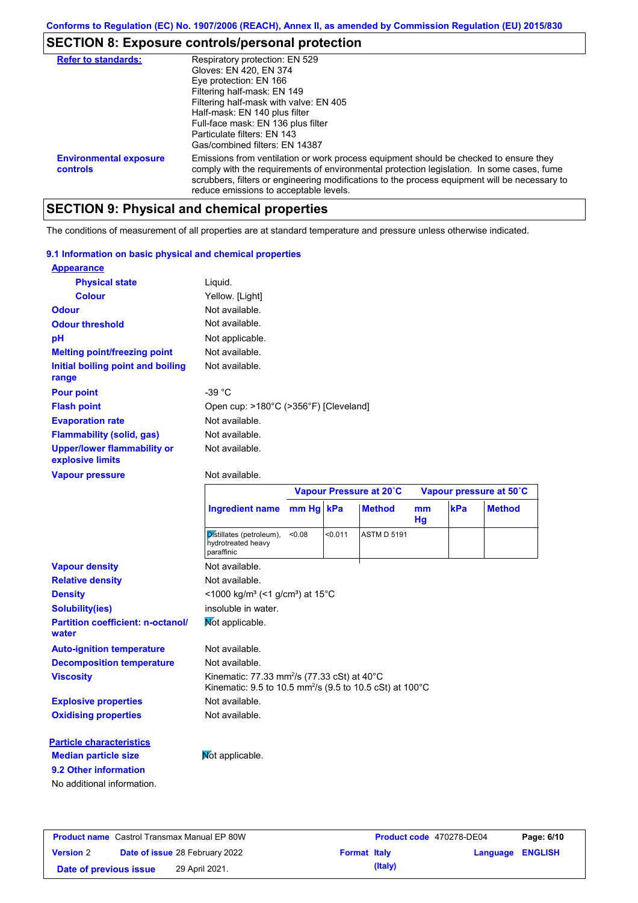Conforms to Regulation (EC) No. 1907/2006 (REACH), Annex II, as amended by Commission Regulation (EU) 2015/830

## SECTION 8: Exposure controls/personal protection

**Refer to standards:**
Respiratory protection: EN 529
Gloves: EN 420, EN 374
Eye protection: EN 166
Filtering half-mask: EN 149
Filtering half-mask with valve: EN 405
Half-mask: EN 140 plus filter
Full-face mask: EN 136 plus filter
Particulate filters: EN 143
Gas/combined filters: EN 14387

**Environmental exposure controls:** Emissions from ventilation or work process equipment should be checked to ensure they comply with the requirements of environmental protection legislation. In some cases, fume scrubbers, filters or engineering modifications to the process equipment will be necessary to reduce emissions to acceptable levels.

## SECTION 9: Physical and chemical properties

The conditions of measurement of all properties are at standard temperature and pressure unless otherwise indicated.

### 9.1 Information on basic physical and chemical properties

**Appearance**

**Physical state:** Liquid.

**Colour:** Yellow. [Light]

**Odour:** Not available.

**Odour threshold:** Not available.

**pH:** Not applicable.

**Melting point/freezing point:** Not available.

**Initial boiling point and boiling range:** Not available.

**Pour point:** -39 °C

**Flash point:** Open cup: >180°C (>356°F) [Cleveland]

**Evaporation rate:** Not available.

**Flammability (solid, gas):** Not available.

**Upper/lower flammability or explosive limits:** Not available.

**Vapour pressure:** Not available.

| | Vapour Pressure at 20˚C | | | Vapour pressure at 50˚C | | |
|---|---|---|---|---|---|---|
| **Ingredient name** | **mm Hg** | **kPa** | **Method** | **mm Hg** | **kPa** | **Method** |
| Distillates (petroleum), hydrotreated heavy paraffinic | <0.08 | <0.011 | ASTM D 5191 | | | |

**Vapour density:** Not available.

**Relative density:** Not available.

**Density:** <1000 kg/m³ (<1 g/cm³) at 15°C

**Solubility(ies):** insoluble in water.

**Partition coefficient: n-octanol/water:** Not applicable.

**Auto-ignition temperature:** Not available.

**Decomposition temperature:** Not available.

**Viscosity:** Kinematic: 77.33 mm²/s (77.33 cSt) at 40°C
Kinematic: 9.5 to 10.5 mm²/s (9.5 to 10.5 cSt) at 100°C

**Explosive properties:** Not available.

**Oxidising properties:** Not available.

**Particle characteristics**

**Median particle size:** Not applicable.

### 9.2 Other information

No additional information.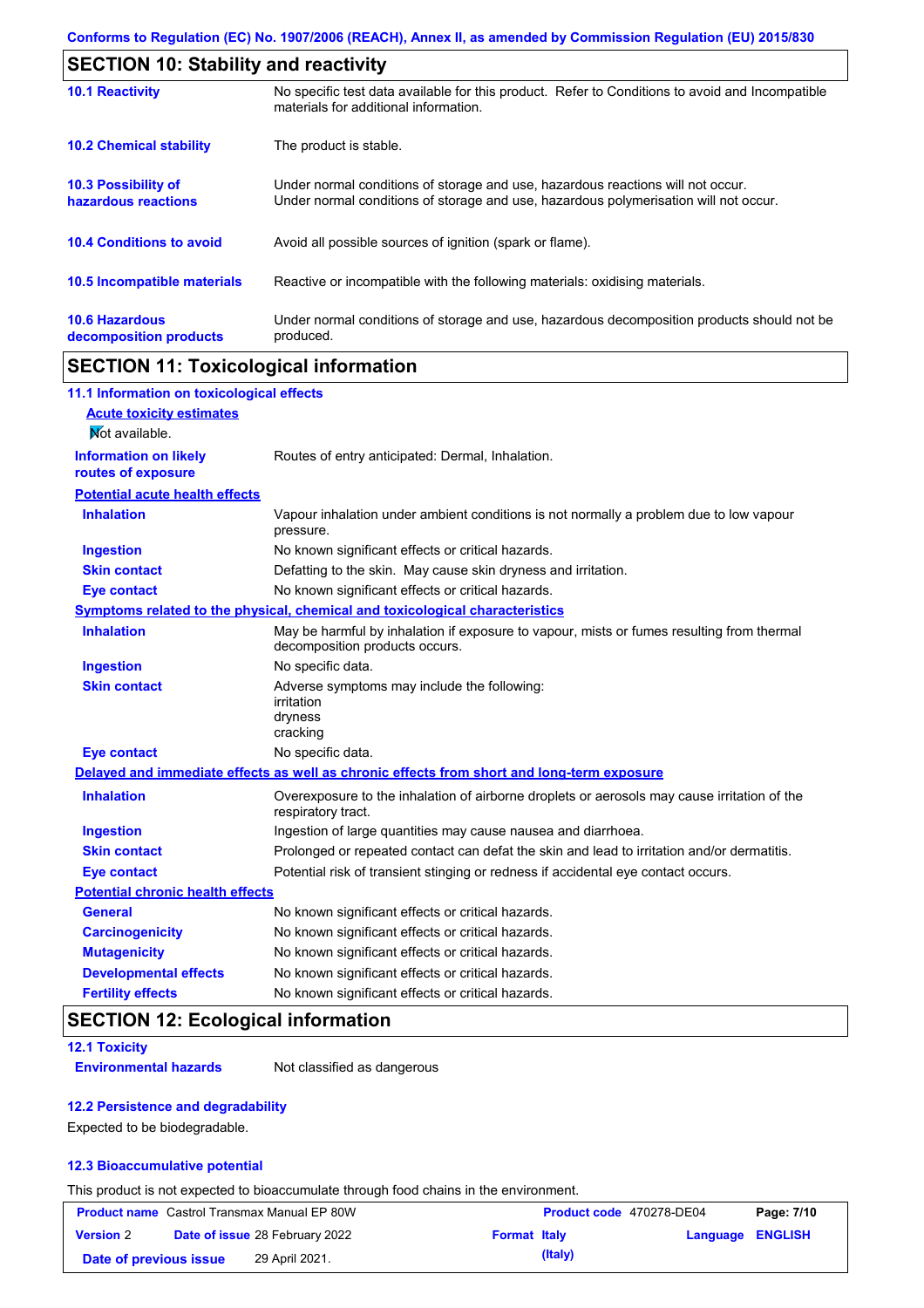## SECTION 10: Stability and reactivity

| | |
|---|---|
| **10.1 Reactivity** | No specific test data available for this product. Refer to Conditions to avoid and Incompatible materials for additional information. |
| **10.2 Chemical stability** | The product is stable. |
| **10.3 Possibility of hazardous reactions** | Under normal conditions of storage and use, hazardous reactions will not occur.<br>Under normal conditions of storage and use, hazardous polymerisation will not occur. |
| **10.4 Conditions to avoid** | Avoid all possible sources of ignition (spark or flame). |
| **10.5 Incompatible materials** | Reactive or incompatible with the following materials: oxidising materials. |
| **10.6 Hazardous decomposition products** | Under normal conditions of storage and use, hazardous decomposition products should not be produced. |

## SECTION 11: Toxicological information

### 11.1 Information on toxicological effects

**Acute toxicity estimates**

Not available.

| | |
|---|---|
| **Information on likely routes of exposure** | Routes of entry anticipated: Dermal, Inhalation. |

**Potential acute health effects**

| | |
|---|---|
| **Inhalation** | Vapour inhalation under ambient conditions is not normally a problem due to low vapour pressure. |
| **Ingestion** | No known significant effects or critical hazards. |
| **Skin contact** | Defatting to the skin. May cause skin dryness and irritation. |
| **Eye contact** | No known significant effects or critical hazards. |

**Symptoms related to the physical, chemical and toxicological characteristics**

| | |
|---|---|
| **Inhalation** | May be harmful by inhalation if exposure to vapour, mists or fumes resulting from thermal decomposition products occurs. |
| **Ingestion** | No specific data. |
| **Skin contact** | Adverse symptoms may include the following:<br>irritation<br>dryness<br>cracking |
| **Eye contact** | No specific data. |

**Delayed and immediate effects as well as chronic effects from short and long-term exposure**

| | |
|---|---|
| **Inhalation** | Overexposure to the inhalation of airborne droplets or aerosols may cause irritation of the respiratory tract. |
| **Ingestion** | Ingestion of large quantities may cause nausea and diarrhoea. |
| **Skin contact** | Prolonged or repeated contact can defat the skin and lead to irritation and/or dermatitis. |
| **Eye contact** | Potential risk of transient stinging or redness if accidental eye contact occurs. |

**Potential chronic health effects**

| | |
|---|---|
| **General** | No known significant effects or critical hazards. |
| **Carcinogenicity** | No known significant effects or critical hazards. |
| **Mutagenicity** | No known significant effects or critical hazards. |
| **Developmental effects** | No known significant effects or critical hazards. |
| **Fertility effects** | No known significant effects or critical hazards. |

## SECTION 12: Ecological information

### 12.1 Toxicity

| | |
|---|---|
| **Environmental hazards** | Not classified as dangerous |

### 12.2 Persistence and degradability

Expected to be biodegradable.

### 12.3 Bioaccumulative potential

This product is not expected to bioaccumulate through food chains in the environment.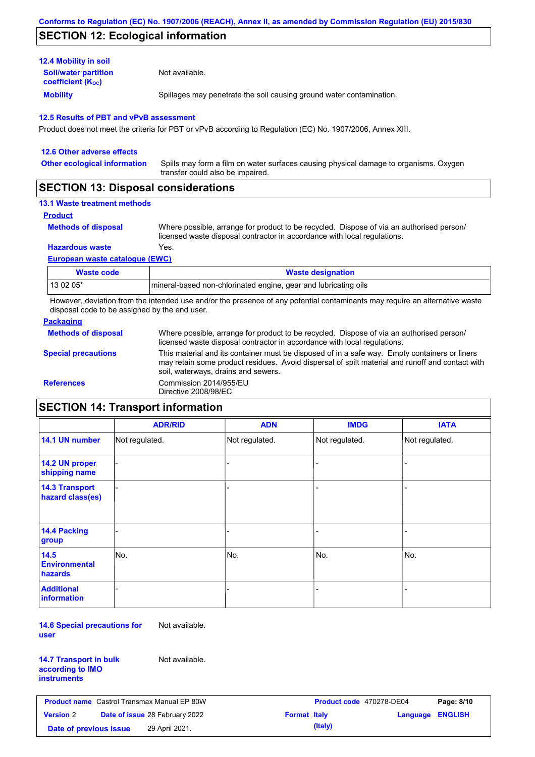## SECTION 12: Ecological information

### 12.4 Mobility in soil

**Soil/water partition coefficient ($K_{OC}$)**: Not available.

**Mobility**: Spillages may penetrate the soil causing ground water contamination.

### 12.5 Results of PBT and vPvB assessment

Product does not meet the criteria for PBT or vPvB according to Regulation (EC) No. 1907/2006, Annex XIII.

### 12.6 Other adverse effects

**Other ecological information**: Spills may form a film on water surfaces causing physical damage to organisms. Oxygen transfer could also be impaired.

## SECTION 13: Disposal considerations

### 13.1 Waste treatment methods

**Product**

**Methods of disposal**: Where possible, arrange for product to be recycled. Dispose of via an authorised person/ licensed waste disposal contractor in accordance with local regulations.

**Hazardous waste**: Yes.

**European waste catalogue (EWC)**

| Waste code | Waste designation |
| --- | --- |
| 13 02 05* | mineral-based non-chlorinated engine, gear and lubricating oils |

However, deviation from the intended use and/or the presence of any potential contaminants may require an alternative waste disposal code to be assigned by the end user.

**Packaging**

**Methods of disposal**: Where possible, arrange for product to be recycled. Dispose of via an authorised person/ licensed waste disposal contractor in accordance with local regulations.

**Special precautions**: This material and its container must be disposed of in a safe way. Empty containers or liners may retain some product residues. Avoid dispersal of spilt material and runoff and contact with soil, waterways, drains and sewers.

**References**: Commission 2014/955/EU
Directive 2008/98/EC

## SECTION 14: Transport information

| | ADR/RID | ADN | IMDG | IATA |
| --- | --- | --- | --- | --- |
| 14.1 UN number | Not regulated. | Not regulated. | Not regulated. | Not regulated. |
| 14.2 UN proper shipping name | - | - | - | - |
| 14.3 Transport hazard class(es) | - | - | - | - |
| 14.4 Packing group | - | - | - | - |
| 14.5 Environmental hazards | No. | No. | No. | No. |
| Additional information | - | - | - | - |

**14.6 Special precautions for user**: Not available.

**14.7 Transport in bulk according to IMO instruments**: Not available.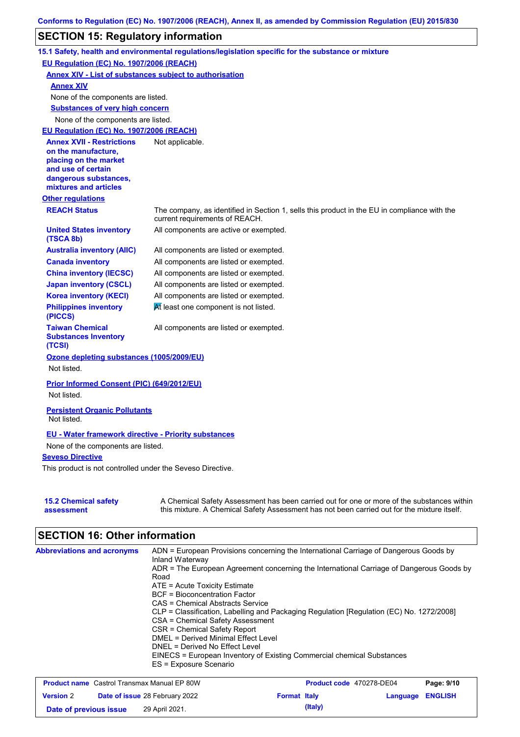Conforms to Regulation (EC) No. 1907/2006 (REACH), Annex II, as amended by Commission Regulation (EU) 2015/830

## SECTION 15: Regulatory information

### 15.1 Safety, health and environmental regulations/legislation specific for the substance or mixture

**EU Regulation (EC) No. 1907/2006 (REACH)**

**Annex XIV - List of substances subject to authorisation**

**Annex XIV**

None of the components are listed.

**Substances of very high concern**

None of the components are listed.

**EU Regulation (EC) No. 1907/2006 (REACH)**

| | |
|---|---|
| **Annex XVII - Restrictions on the manufacture, placing on the market and use of certain dangerous substances, mixtures and articles** | Not applicable. |

**Other regulations**

| | |
|---|---|
| **REACH Status** | The company, as identified in Section 1, sells this product in the EU in compliance with the current requirements of REACH. |
| **United States inventory (TSCA 8b)** | All components are active or exempted. |
| **Australia inventory (AIIC)** | All components are listed or exempted. |
| **Canada inventory** | All components are listed or exempted. |
| **China inventory (IECSC)** | All components are listed or exempted. |
| **Japan inventory (CSCL)** | All components are listed or exempted. |
| **Korea inventory (KECI)** | All components are listed or exempted. |
| **Philippines inventory (PICCS)** | At least one component is not listed. |
| **Taiwan Chemical Substances Inventory (TCSI)** | All components are listed or exempted. |

**Ozone depleting substances (1005/2009/EU)**

Not listed.

**Prior Informed Consent (PIC) (649/2012/EU)**

Not listed.

**Persistent Organic Pollutants**

Not listed.

**EU - Water framework directive - Priority substances**

None of the components are listed.

**Seveso Directive**

This product is not controlled under the Seveso Directive.

| | |
|---|---|
| **15.2 Chemical safety assessment** | A Chemical Safety Assessment has been carried out for one or more of the substances within this mixture. A Chemical Safety Assessment has not been carried out for the mixture itself. |

## SECTION 16: Other information

**Abbreviations and acronyms**

ADN = European Provisions concerning the International Carriage of Dangerous Goods by Inland Waterway
ADR = The European Agreement concerning the International Carriage of Dangerous Goods by Road
ATE = Acute Toxicity Estimate
BCF = Bioconcentration Factor
CAS = Chemical Abstracts Service
CLP = Classification, Labelling and Packaging Regulation [Regulation (EC) No. 1272/2008]
CSA = Chemical Safety Assessment
CSR = Chemical Safety Report
DMEL = Derived Minimal Effect Level
DNEL = Derived No Effect Level
EINECS = European Inventory of Existing Commercial chemical Substances
ES = Exposure Scenario

| | | | |
|---|---|---|---|
| **Product name** Castrol Transmax Manual EP 80W | | **Product code** 470278-DE04 | |
| **Version** 2 | **Date of issue** 28 February 2022 | **Format** Italy (Italy) | **Language** ENGLISH |
| **Date of previous issue** | 29 April 2021. | | |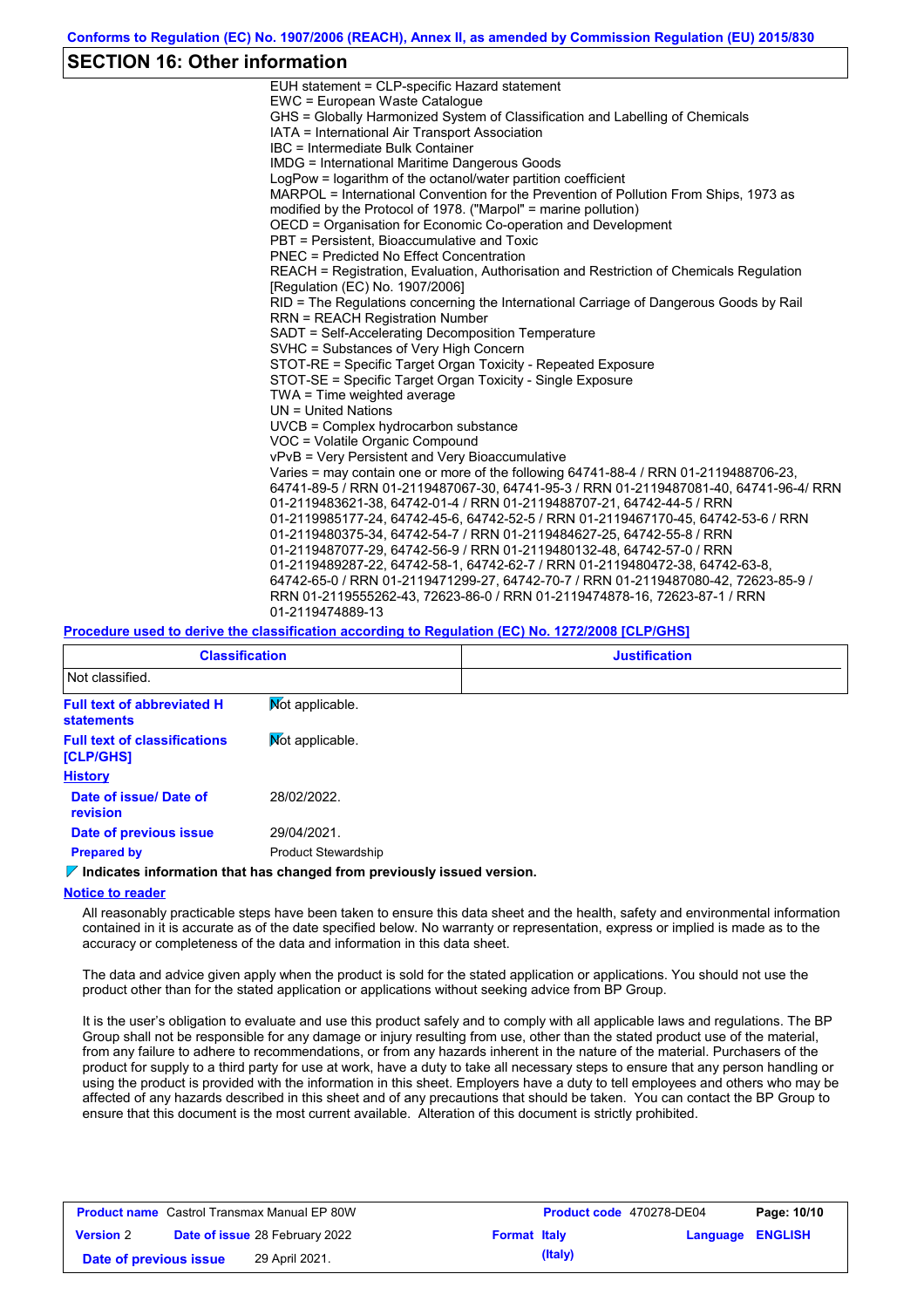## SECTION 16: Other information

EUH statement = CLP-specific Hazard statement
EWC = European Waste Catalogue
GHS = Globally Harmonized System of Classification and Labelling of Chemicals
IATA = International Air Transport Association
IBC = Intermediate Bulk Container
IMDG = International Maritime Dangerous Goods
LogPow = logarithm of the octanol/water partition coefficient
MARPOL = International Convention for the Prevention of Pollution From Ships, 1973 as modified by the Protocol of 1978. ("Marpol" = marine pollution)
OECD = Organisation for Economic Co-operation and Development
PBT = Persistent, Bioaccumulative and Toxic
PNEC = Predicted No Effect Concentration
REACH = Registration, Evaluation, Authorisation and Restriction of Chemicals Regulation [Regulation (EC) No. 1907/2006]
RID = The Regulations concerning the International Carriage of Dangerous Goods by Rail
RRN = REACH Registration Number
SADT = Self-Accelerating Decomposition Temperature
SVHC = Substances of Very High Concern
STOT-RE = Specific Target Organ Toxicity - Repeated Exposure
STOT-SE = Specific Target Organ Toxicity - Single Exposure
TWA = Time weighted average
UN = United Nations
UVCB = Complex hydrocarbon substance
VOC = Volatile Organic Compound
vPvB = Very Persistent and Very Bioaccumulative
Varies = may contain one or more of the following 64741-88-4 / RRN 01-2119488706-23, 64741-89-5 / RRN 01-2119487067-30, 64741-95-3 / RRN 01-2119487081-40, 64741-96-4/ RRN 01-2119483621-38, 64742-01-4 / RRN 01-2119488707-21, 64742-44-5 / RRN 01-2119985177-24, 64742-45-6, 64742-52-5 / RRN 01-2119467170-45, 64742-53-6 / RRN 01-2119480375-34, 64742-54-7 / RRN 01-2119484627-25, 64742-55-8 / RRN 01-2119487077-29, 64742-56-9 / RRN 01-2119480132-48, 64742-57-0 / RRN 01-2119489287-22, 64742-58-1, 64742-62-7 / RRN 01-2119480472-38, 64742-63-8, 64742-65-0 / RRN 01-2119471299-27, 64742-70-7 / RRN 01-2119487080-42, 72623-85-9 / RRN 01-2119555262-43, 72623-86-0 / RRN 01-2119474878-16, 72623-87-1 / RRN 01-2119474889-13

**Procedure used to derive the classification according to Regulation (EC) No. 1272/2008 [CLP/GHS]**

| Classification | Justification |
|---|---|
| Not classified. | |

**Full text of abbreviated H statements** Not applicable.

**Full text of classifications [CLP/GHS]** Not applicable.

**History**

**Date of issue/ Date of revision** 28/02/2022.

**Date of previous issue** 29/04/2021.

**Prepared by** Product Stewardship

**Indicates information that has changed from previously issued version.**

**Notice to reader**

All reasonably practicable steps have been taken to ensure this data sheet and the health, safety and environmental information contained in it is accurate as of the date specified below. No warranty or representation, express or implied is made as to the accuracy or completeness of the data and information in this data sheet.

The data and advice given apply when the product is sold for the stated application or applications. You should not use the product other than for the stated application or applications without seeking advice from BP Group.

It is the user's obligation to evaluate and use this product safely and to comply with all applicable laws and regulations. The BP Group shall not be responsible for any damage or injury resulting from use, other than the stated product use of the material, from any failure to adhere to recommendations, or from any hazards inherent in the nature of the material. Purchasers of the product for supply to a third party for use at work, have a duty to take all necessary steps to ensure that any person handling or using the product is provided with the information in this sheet. Employers have a duty to tell employees and others who may be affected of any hazards described in this sheet and of any precautions that should be taken. You can contact the BP Group to ensure that this document is the most current available. Alteration of this document is strictly prohibited.